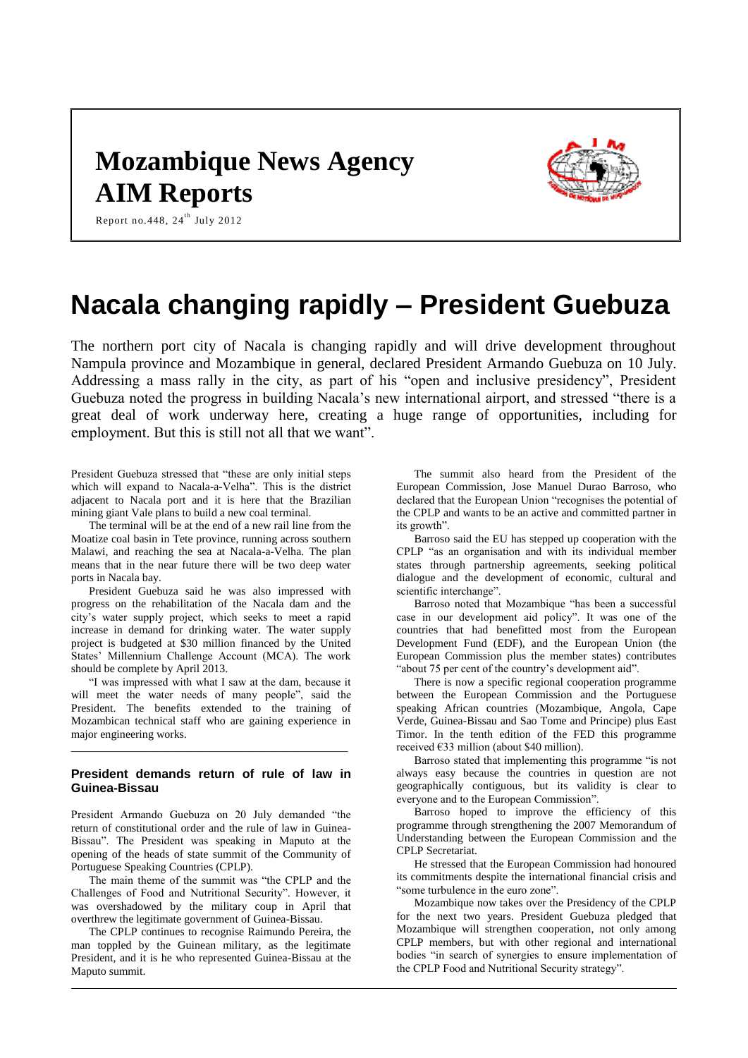# Mozambique News Agency AIM Reports

Report no.448, 24th July 2012

# Nacala changing rapidly – President Guebuza

The northern port city of Nacala is changing rapidly and will drive development throughout Nampula province and Mozambique in general, declared President Armando Guebuza on 10 July. Addressing a mass rally in the city, as part of his "open and inclusive presidency", President Guebuza noted the progress in building Nacala's new international airport, and stressed "there is a great deal of work underway here, creating a huge range of opportunities, including for employment. But this is still not all that we want".

President Guebuza stressed that "these are only initial steps which will expand to Nacala-a-Velha". This is the district adjacent to Nacala port and it is here that the Brazilian mining giant Vale plans to build a new coal terminal.

The terminal will be at the end of a new rail line from the Moatize coal basin in Tete province, running across southern Malawi, and reaching the sea at Nacala-a-Velha. The plan means that in the near future there will be two deep water ports in Nacala bay.

President Guebuza said he was also impressed with progress on the rehabilitation of the Nacala dam and the city's water supply project, which seeks to meet a rapid increase in demand for drinking water. The water supply project is budgeted at $30 million financed by the United States' Millennium Challenge Account (MCA). The work should be complete by April 2013.

"I was impressed with what I saw at the dam, because it will meet the water needs of many people", said the President. The benefits extended to the training of Mozambican technical staff who are gaining experience in major engineering works.

## President demands return of rule of law in Guinea-Bissau

President Armando Guebuza on 20 July demanded "the return of constitutional order and the rule of law in Guinea-Bissau". The President was speaking in Maputo at the opening of the heads of state summit of the Community of Portuguese Speaking Countries (CPLP).

The main theme of the summit was "the CPLP and the Challenges of Food and Nutritional Security". However, it was overshadowed by the military coup in April that overthrew the legitimate government of Guinea-Bissau.

The CPLP continues to recognise Raimundo Pereira, the man toppled by the Guinean military, as the legitimate President, and it is he who represented Guinea-Bissau at the Maputo summit.

The summit also heard from the President of the European Commission, Jose Manuel Durao Barroso, who declared that the European Union "recognises the potential of the CPLP and wants to be an active and committed partner in its growth".

Barroso said the EU has stepped up cooperation with the CPLP "as an organisation and with its individual member states through partnership agreements, seeking political dialogue and the development of economic, cultural and scientific interchange".

Barroso noted that Mozambique "has been a successful case in our development aid policy". It was one of the countries that had benefitted most from the European Development Fund (EDF), and the European Union (the European Commission plus the member states) contributes "about 75 per cent of the country's development aid".

There is now a specific regional cooperation programme between the European Commission and the Portuguese speaking African countries (Mozambique, Angola, Cape Verde, Guinea-Bissau and Sao Tome and Principe) plus East Timor. In the tenth edition of the FED this programme received €33 million (about $40 million).

Barroso stated that implementing this programme "is not always easy because the countries in question are not geographically contiguous, but its validity is clear to everyone and to the European Commission".

Barroso hoped to improve the efficiency of this programme through strengthening the 2007 Memorandum of Understanding between the European Commission and the CPLP Secretariat.

He stressed that the European Commission had honoured its commitments despite the international financial crisis and "some turbulence in the euro zone".

Mozambique now takes over the Presidency of the CPLP for the next two years. President Guebuza pledged that Mozambique will strengthen cooperation, not only among CPLP members, but with other regional and international bodies "in search of synergies to ensure implementation of the CPLP Food and Nutritional Security strategy".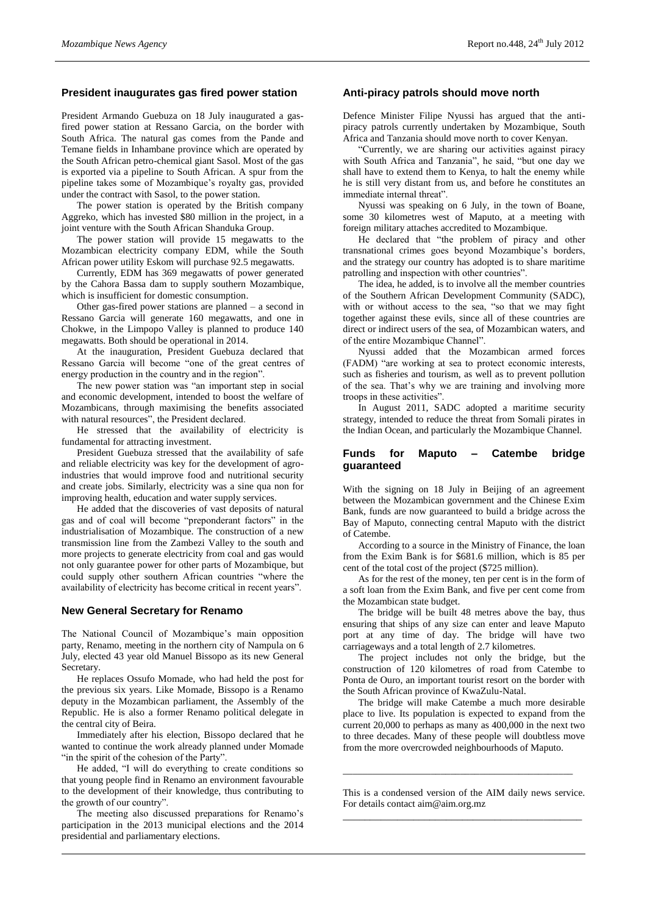## President inaugurates gas fired power station

President Armando Guebuza on 18 July inaugurated a gas-fired power station at Ressano Garcia, on the border with South Africa. The natural gas comes from the Pande and Temane fields in Inhambane province which are operated by the South African petro-chemical giant Sasol. Most of the gas is exported via a pipeline to South African. A spur from the pipeline takes some of Mozambique's royalty gas, provided under the contract with Sasol, to the power station.

The power station is operated by the British company Aggreko, which has invested $80 million in the project, in a joint venture with the South African Shanduka Group.

The power station will provide 15 megawatts to the Mozambican electricity company EDM, while the South African power utility Eskom will purchase 92.5 megawatts.

Currently, EDM has 369 megawatts of power generated by the Cahora Bassa dam to supply southern Mozambique, which is insufficient for domestic consumption.

Other gas-fired power stations are planned – a second in Ressano Garcia will generate 160 megawatts, and one in Chokwe, in the Limpopo Valley is planned to produce 140 megawatts. Both should be operational in 2014.

At the inauguration, President Guebuza declared that Ressano Garcia will become "one of the great centres of energy production in the country and in the region".

The new power station was "an important step in social and economic development, intended to boost the welfare of Mozambicans, through maximising the benefits associated with natural resources", the President declared.

He stressed that the availability of electricity is fundamental for attracting investment.

President Guebuza stressed that the availability of safe and reliable electricity was key for the development of agro-industries that would improve food and nutritional security and create jobs. Similarly, electricity was a sine qua non for improving health, education and water supply services.

He added that the discoveries of vast deposits of natural gas and of coal will become "preponderant factors" in the industrialisation of Mozambique. The construction of a new transmission line from the Zambezi Valley to the south and more projects to generate electricity from coal and gas would not only guarantee power for other parts of Mozambique, but could supply other southern African countries "where the availability of electricity has become critical in recent years".

## New General Secretary for Renamo

The National Council of Mozambique's main opposition party, Renamo, meeting in the northern city of Nampula on 6 July, elected 43 year old Manuel Bissopo as its new General Secretary.

He replaces Ossufo Momade, who had held the post for the previous six years. Like Momade, Bissopo is a Renamo deputy in the Mozambican parliament, the Assembly of the Republic. He is also a former Renamo political delegate in the central city of Beira.

Immediately after his election, Bissopo declared that he wanted to continue the work already planned under Momade "in the spirit of the cohesion of the Party".

He added, "I will do everything to create conditions so that young people find in Renamo an environment favourable to the development of their knowledge, thus contributing to the growth of our country".

The meeting also discussed preparations for Renamo's participation in the 2013 municipal elections and the 2014 presidential and parliamentary elections.

## Anti-piracy patrols should move north

Defence Minister Filipe Nyussi has argued that the anti-piracy patrols currently undertaken by Mozambique, South Africa and Tanzania should move north to cover Kenyan.

"Currently, we are sharing our activities against piracy with South Africa and Tanzania", he said, "but one day we shall have to extend them to Kenya, to halt the enemy while he is still very distant from us, and before he constitutes an immediate internal threat".

Nyussi was speaking on 6 July, in the town of Boane, some 30 kilometres west of Maputo, at a meeting with foreign military attaches accredited to Mozambique.

He declared that "the problem of piracy and other transnational crimes goes beyond Mozambique's borders, and the strategy our country has adopted is to share maritime patrolling and inspection with other countries".

The idea, he added, is to involve all the member countries of the Southern African Development Community (SADC), with or without access to the sea, "so that we may fight together against these evils, since all of these countries are direct or indirect users of the sea, of Mozambican waters, and of the entire Mozambique Channel".

Nyussi added that the Mozambican armed forces (FADM) "are working at sea to protect economic interests, such as fisheries and tourism, as well as to prevent pollution of the sea. That's why we are training and involving more troops in these activities".

In August 2011, SADC adopted a maritime security strategy, intended to reduce the threat from Somali pirates in the Indian Ocean, and particularly the Mozambique Channel.

## Funds for Maputo – Catembe bridge guaranteed

With the signing on 18 July in Beijing of an agreement between the Mozambican government and the Chinese Exim Bank, funds are now guaranteed to build a bridge across the Bay of Maputo, connecting central Maputo with the district of Catembe.

According to a source in the Ministry of Finance, the loan from the Exim Bank is for $681.6 million, which is 85 per cent of the total cost of the project ($725 million).

As for the rest of the money, ten per cent is in the form of a soft loan from the Exim Bank, and five per cent come from the Mozambican state budget.

The bridge will be built 48 metres above the bay, thus ensuring that ships of any size can enter and leave Maputo port at any time of day. The bridge will have two carriageways and a total length of 2.7 kilometres.

The project includes not only the bridge, but the construction of 120 kilometres of road from Catembe to Ponta de Ouro, an important tourist resort on the border with the South African province of KwaZulu-Natal.

The bridge will make Catembe a much more desirable place to live. Its population is expected to expand from the current 20,000 to perhaps as many as 400,000 in the next two to three decades. Many of these people will doubtless move from the more overcrowded neighbourhoods of Maputo.

---

This is a condensed version of the AIM daily news service. For details contact aim@aim.org.mz

---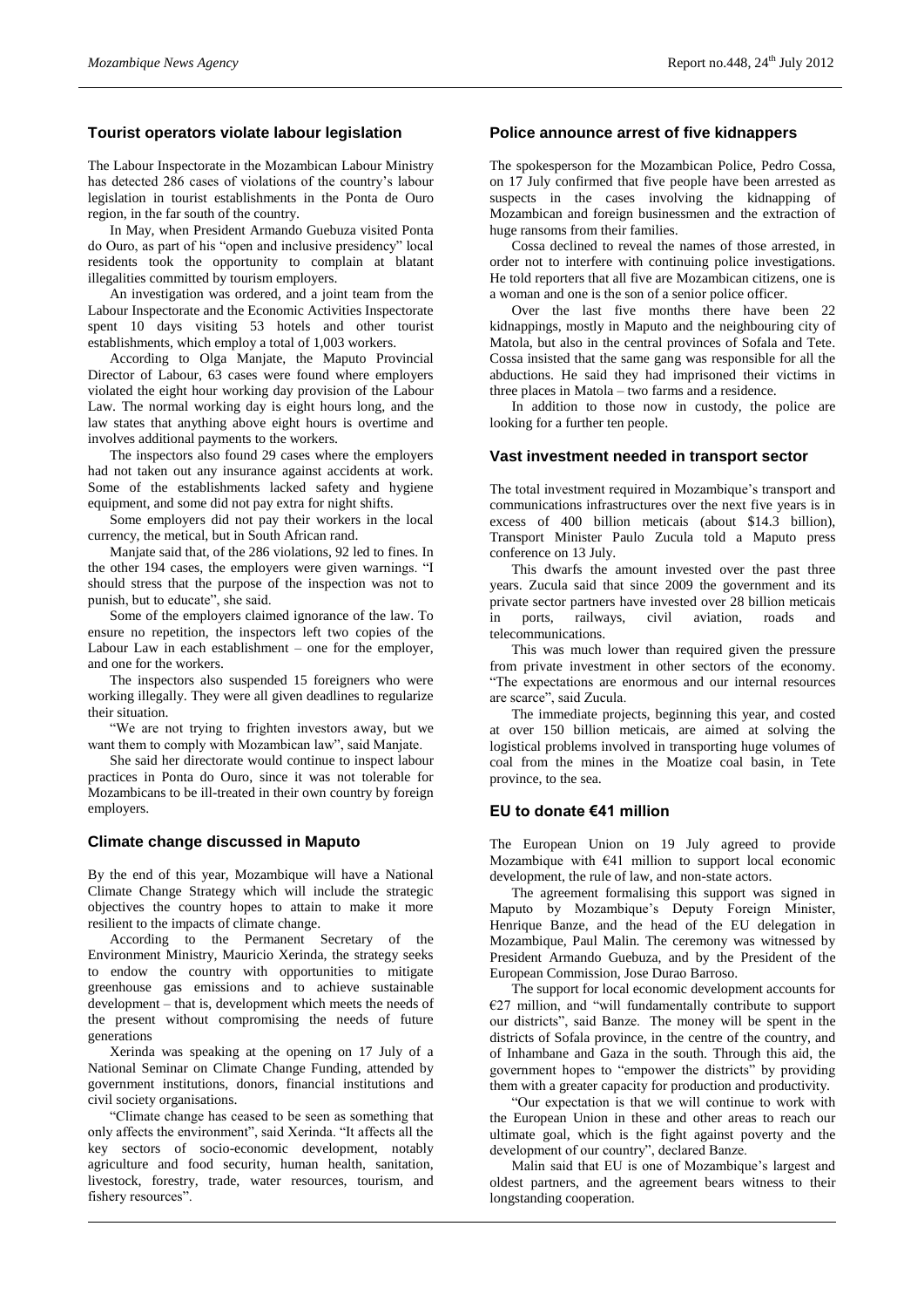## Tourist operators violate labour legislation

The Labour Inspectorate in the Mozambican Labour Ministry has detected 286 cases of violations of the country's labour legislation in tourist establishments in the Ponta de Ouro region, in the far south of the country.

In May, when President Armando Guebuza visited Ponta do Ouro, as part of his "open and inclusive presidency" local residents took the opportunity to complain at blatant illegalities committed by tourism employers.

An investigation was ordered, and a joint team from the Labour Inspectorate and the Economic Activities Inspectorate spent 10 days visiting 53 hotels and other tourist establishments, which employ a total of 1,003 workers.

According to Olga Manjate, the Maputo Provincial Director of Labour, 63 cases were found where employers violated the eight hour working day provision of the Labour Law. The normal working day is eight hours long, and the law states that anything above eight hours is overtime and involves additional payments to the workers.

The inspectors also found 29 cases where the employers had not taken out any insurance against accidents at work. Some of the establishments lacked safety and hygiene equipment, and some did not pay extra for night shifts.

Some employers did not pay their workers in the local currency, the metical, but in South African rand.

Manjate said that, of the 286 violations, 92 led to fines. In the other 194 cases, the employers were given warnings. "I should stress that the purpose of the inspection was not to punish, but to educate", she said.

Some of the employers claimed ignorance of the law. To ensure no repetition, the inspectors left two copies of the Labour Law in each establishment – one for the employer, and one for the workers.

The inspectors also suspended 15 foreigners who were working illegally. They were all given deadlines to regularize their situation.

"We are not trying to frighten investors away, but we want them to comply with Mozambican law", said Manjate.

She said her directorate would continue to inspect labour practices in Ponta do Ouro, since it was not tolerable for Mozambicans to be ill-treated in their own country by foreign employers.

## Climate change discussed in Maputo

By the end of this year, Mozambique will have a National Climate Change Strategy which will include the strategic objectives the country hopes to attain to make it more resilient to the impacts of climate change.

According to the Permanent Secretary of the Environment Ministry, Mauricio Xerinda, the strategy seeks to endow the country with opportunities to mitigate greenhouse gas emissions and to achieve sustainable development – that is, development which meets the needs of the present without compromising the needs of future generations

Xerinda was speaking at the opening on 17 July of a National Seminar on Climate Change Funding, attended by government institutions, donors, financial institutions and civil society organisations.

"Climate change has ceased to be seen as something that only affects the environment", said Xerinda. "It affects all the key sectors of socio-economic development, notably agriculture and food security, human health, sanitation, livestock, forestry, trade, water resources, tourism, and fishery resources".

## Police announce arrest of five kidnappers

The spokesperson for the Mozambican Police, Pedro Cossa, on 17 July confirmed that five people have been arrested as suspects in the cases involving the kidnapping of Mozambican and foreign businessmen and the extraction of huge ransoms from their families.

Cossa declined to reveal the names of those arrested, in order not to interfere with continuing police investigations. He told reporters that all five are Mozambican citizens, one is a woman and one is the son of a senior police officer.

Over the last five months there have been 22 kidnappings, mostly in Maputo and the neighbouring city of Matola, but also in the central provinces of Sofala and Tete. Cossa insisted that the same gang was responsible for all the abductions. He said they had imprisoned their victims in three places in Matola – two farms and a residence.

In addition to those now in custody, the police are looking for a further ten people.

## Vast investment needed in transport sector

The total investment required in Mozambique's transport and communications infrastructures over the next five years is in excess of 400 billion meticais (about \$14.3 billion), Transport Minister Paulo Zucula told a Maputo press conference on 13 July.

This dwarfs the amount invested over the past three years. Zucula said that since 2009 the government and its private sector partners have invested over 28 billion meticais in ports, railways, civil aviation, roads and telecommunications.

This was much lower than required given the pressure from private investment in other sectors of the economy. "The expectations are enormous and our internal resources are scarce", said Zucula.

The immediate projects, beginning this year, and costed at over 150 billion meticais, are aimed at solving the logistical problems involved in transporting huge volumes of coal from the mines in the Moatize coal basin, in Tete province, to the sea.

## EU to donate €41 million

The European Union on 19 July agreed to provide Mozambique with €41 million to support local economic development, the rule of law, and non-state actors.

The agreement formalising this support was signed in Maputo by Mozambique's Deputy Foreign Minister, Henrique Banze, and the head of the EU delegation in Mozambique, Paul Malin. The ceremony was witnessed by President Armando Guebuza, and by the President of the European Commission, Jose Durao Barroso.

The support for local economic development accounts for €27 million, and "will fundamentally contribute to support our districts", said Banze. The money will be spent in the districts of Sofala province, in the centre of the country, and of Inhambane and Gaza in the south. Through this aid, the government hopes to "empower the districts" by providing them with a greater capacity for production and productivity.

"Our expectation is that we will continue to work with the European Union in these and other areas to reach our ultimate goal, which is the fight against poverty and the development of our country", declared Banze.

Malin said that EU is one of Mozambique's largest and oldest partners, and the agreement bears witness to their longstanding cooperation.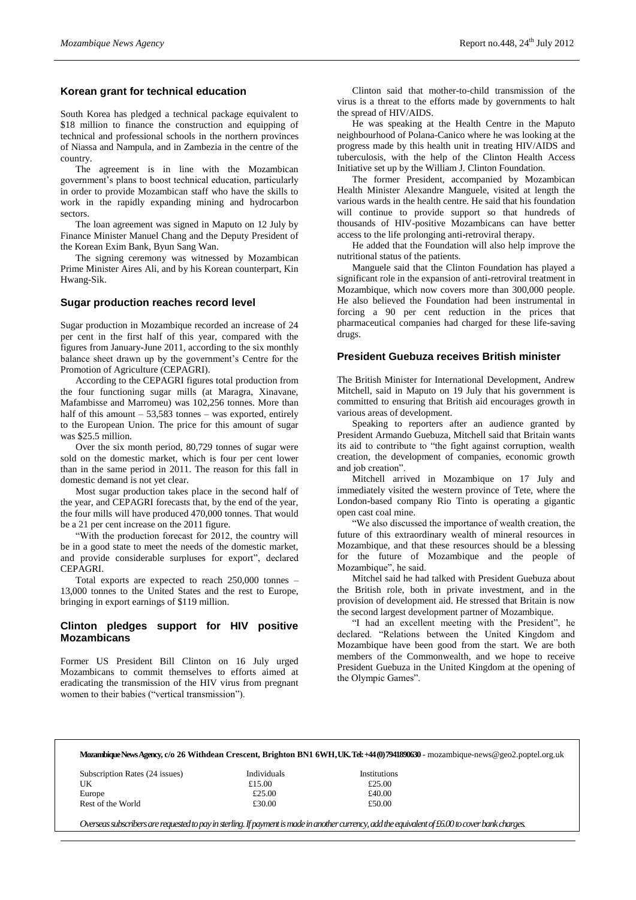## Korean grant for technical education

South Korea has pledged a technical package equivalent to \$18 million to finance the construction and equipping of technical and professional schools in the northern provinces of Niassa and Nampula, and in Zambezia in the centre of the country.

The agreement is in line with the Mozambican government's plans to boost technical education, particularly in order to provide Mozambican staff who have the skills to work in the rapidly expanding mining and hydrocarbon sectors.

The loan agreement was signed in Maputo on 12 July by Finance Minister Manuel Chang and the Deputy President of the Korean Exim Bank, Byun Sang Wan.

The signing ceremony was witnessed by Mozambican Prime Minister Aires Ali, and by his Korean counterpart, Kin Hwang-Sik.

## Sugar production reaches record level

Sugar production in Mozambique recorded an increase of 24 per cent in the first half of this year, compared with the figures from January-June 2011, according to the six monthly balance sheet drawn up by the government's Centre for the Promotion of Agriculture (CEPAGRI).

According to the CEPAGRI figures total production from the four functioning sugar mills (at Maragra, Xinavane, Mafambisse and Marromeu) was 102,256 tonnes. More than half of this amount – 53,583 tonnes – was exported, entirely to the European Union. The price for this amount of sugar was \$25.5 million.

Over the six month period, 80,729 tonnes of sugar were sold on the domestic market, which is four per cent lower than in the same period in 2011. The reason for this fall in domestic demand is not yet clear.

Most sugar production takes place in the second half of the year, and CEPAGRI forecasts that, by the end of the year, the four mills will have produced 470,000 tonnes. That would be a 21 per cent increase on the 2011 figure.

"With the production forecast for 2012, the country will be in a good state to meet the needs of the domestic market, and provide considerable surpluses for export", declared CEPAGRI.

Total exports are expected to reach 250,000 tonnes – 13,000 tonnes to the United States and the rest to Europe, bringing in export earnings of \$119 million.

## Clinton pledges support for HIV positive Mozambicans

Former US President Bill Clinton on 16 July urged Mozambicans to commit themselves to efforts aimed at eradicating the transmission of the HIV virus from pregnant women to their babies ("vertical transmission").

Clinton said that mother-to-child transmission of the virus is a threat to the efforts made by governments to halt the spread of HIV/AIDS.

He was speaking at the Health Centre in the Maputo neighbourhood of Polana-Canico where he was looking at the progress made by this health unit in treating HIV/AIDS and tuberculosis, with the help of the Clinton Health Access Initiative set up by the William J. Clinton Foundation.

The former President, accompanied by Mozambican Health Minister Alexandre Manguele, visited at length the various wards in the health centre. He said that his foundation will continue to provide support so that hundreds of thousands of HIV-positive Mozambicans can have better access to the life prolonging anti-retroviral therapy.

He added that the Foundation will also help improve the nutritional status of the patients.

Manguele said that the Clinton Foundation has played a significant role in the expansion of anti-retroviral treatment in Mozambique, which now covers more than 300,000 people. He also believed the Foundation had been instrumental in forcing a 90 per cent reduction in the prices that pharmaceutical companies had charged for these life-saving drugs.

## President Guebuza receives British minister

The British Minister for International Development, Andrew Mitchell, said in Maputo on 19 July that his government is committed to ensuring that British aid encourages growth in various areas of development.

Speaking to reporters after an audience granted by President Armando Guebuza, Mitchell said that Britain wants its aid to contribute to "the fight against corruption, wealth creation, the development of companies, economic growth and job creation".

Mitchell arrived in Mozambique on 17 July and immediately visited the western province of Tete, where the London-based company Rio Tinto is operating a gigantic open cast coal mine.

"We also discussed the importance of wealth creation, the future of this extraordinary wealth of mineral resources in Mozambique, and that these resources should be a blessing for the future of Mozambique and the people of Mozambique", he said.

Mitchel said he had talked with President Guebuza about the British role, both in private investment, and in the provision of development aid. He stressed that Britain is now the second largest development partner of Mozambique.

"I had an excellent meeting with the President", he declared. "Relations between the United Kingdom and Mozambique have been good from the start. We are both members of the Commonwealth, and we hope to receive President Guebuza in the United Kingdom at the opening of the Olympic Games".

**Mozambique News Agency, c/o 26 Withdean Crescent, Brighton BN1 6WH, UK. Tel: +44 (0) 7941890630** - mozambique-news@geo2.poptel.org.uk

| Subscription Rates (24 issues) | Individuals | Institutions |
|---|---|---|
| UK | £15.00 | £25.00 |
| Europe | £25.00 | £40.00 |
| Rest of the World | £30.00 | £50.00 |

*Overseas subscribers are requested to pay in sterling. If payment is made in another currency, add the equivalent of £6.00 to cover bank charges.*